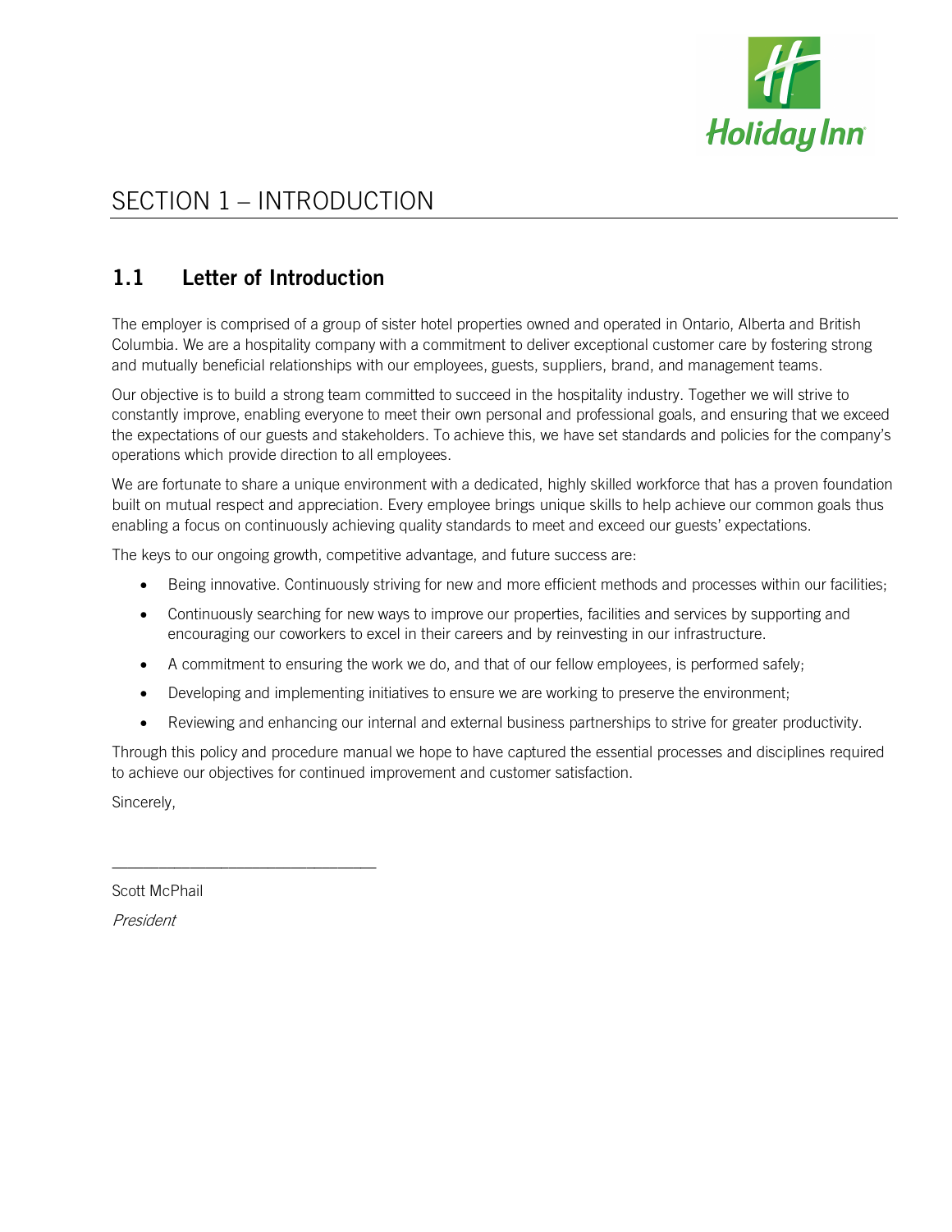# SECTION 1 – INTRODUCTION

## 1.1 Letter of Introduction

The employer is comprised of a group of sister hotel properties owned and operated in Ontario, Alberta and British Columbia. We are a hospitality company with a commitment to deliver exceptional customer care by fostering strong and mutually beneficial relationships with our employees, guests, suppliers, brand, and management teams.

Our objective is to build a strong team committed to succeed in the hospitality industry. Together we will strive to constantly improve, enabling everyone to meet their own personal and professional goals, and ensuring that we exceed the expectations of our guests and stakeholders. To achieve this, we have set standards and policies for the company's operations which provide direction to all employees.

We are fortunate to share a unique environment with a dedicated, highly skilled workforce that has a proven foundation built on mutual respect and appreciation. Every employee brings unique skills to help achieve our common goals thus enabling a focus on continuously achieving quality standards to meet and exceed our guests' expectations.

The keys to our ongoing growth, competitive advantage, and future success are:

- Being innovative. Continuously striving for new and more efficient methods and processes within our facilities;
- Continuously searching for new ways to improve our properties, facilities and services by supporting and encouraging our coworkers to excel in their careers and by reinvesting in our infrastructure.
- A commitment to ensuring the work we do, and that of our fellow employees, is performed safely;
- Developing and implementing initiatives to ensure we are working to preserve the environment;
- Reviewing and enhancing our internal and external business partnerships to strive for greater productivity.

Through this policy and procedure manual we hope to have captured the essential processes and disciplines required to achieve our objectives for continued improvement and customer satisfaction.

Sincerely,

\_\_\_\_\_\_\_\_\_\_\_\_\_\_\_\_\_\_\_\_\_\_\_\_\_\_\_\_\_\_\_\_

Scott McPhail

*President*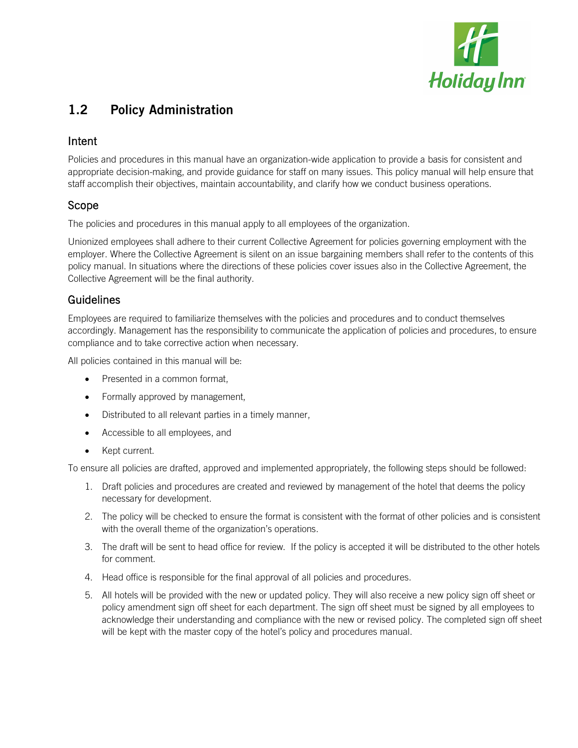## 1.2 Policy Administration

### Intent

Policies and procedures in this manual have an organization-wide application to provide a basis for consistent and appropriate decision-making, and provide guidance for staff on many issues. This policy manual will help ensure that staff accomplish their objectives, maintain accountability, and clarify how we conduct business operations.

### Scope

The policies and procedures in this manual apply to all employees of the organization.

Unionized employees shall adhere to their current Collective Agreement for policies governing employment with the employer. Where the Collective Agreement is silent on an issue bargaining members shall refer to the contents of this policy manual. In situations where the directions of these policies cover issues also in the Collective Agreement, the Collective Agreement will be the final authority.

### Guidelines

Employees are required to familiarize themselves with the policies and procedures and to conduct themselves accordingly. Management has the responsibility to communicate the application of policies and procedures, to ensure compliance and to take corrective action when necessary.

All policies contained in this manual will be:

- Presented in a common format,
- Formally approved by management,
- Distributed to all relevant parties in a timely manner,
- Accessible to all employees, and
- Kept current.

To ensure all policies are drafted, approved and implemented appropriately, the following steps should be followed:

1. Draft policies and procedures are created and reviewed by management of the hotel that deems the policy necessary for development.
2. The policy will be checked to ensure the format is consistent with the format of other policies and is consistent with the overall theme of the organization's operations.
3. The draft will be sent to head office for review. If the policy is accepted it will be distributed to the other hotels for comment.
4. Head office is responsible for the final approval of all policies and procedures.
5. All hotels will be provided with the new or updated policy. They will also receive a new policy sign off sheet or policy amendment sign off sheet for each department. The sign off sheet must be signed by all employees to acknowledge their understanding and compliance with the new or revised policy. The completed sign off sheet will be kept with the master copy of the hotel's policy and procedures manual.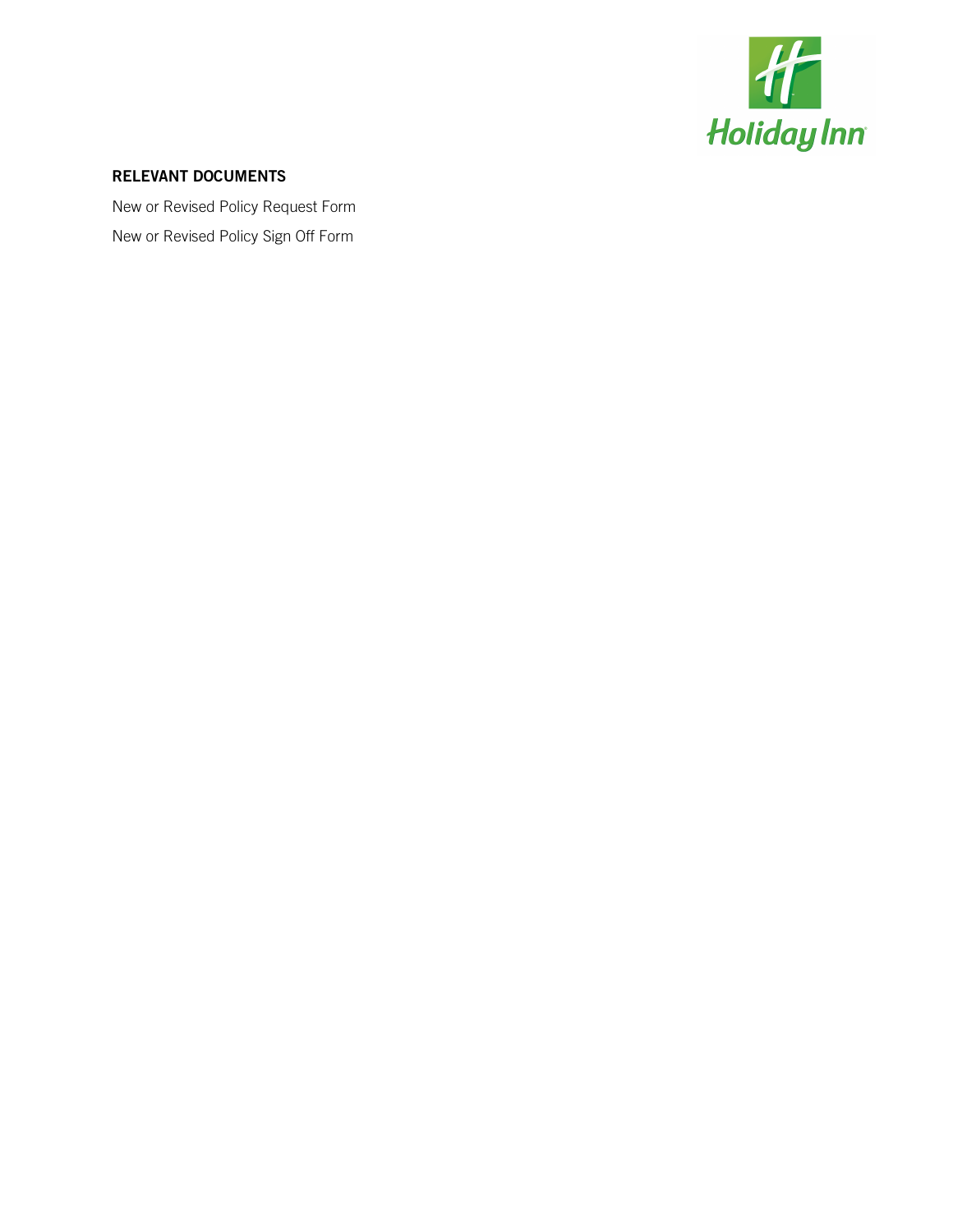## RELEVANT DOCUMENTS

New or Revised Policy Request Form

New or Revised Policy Sign Off Form